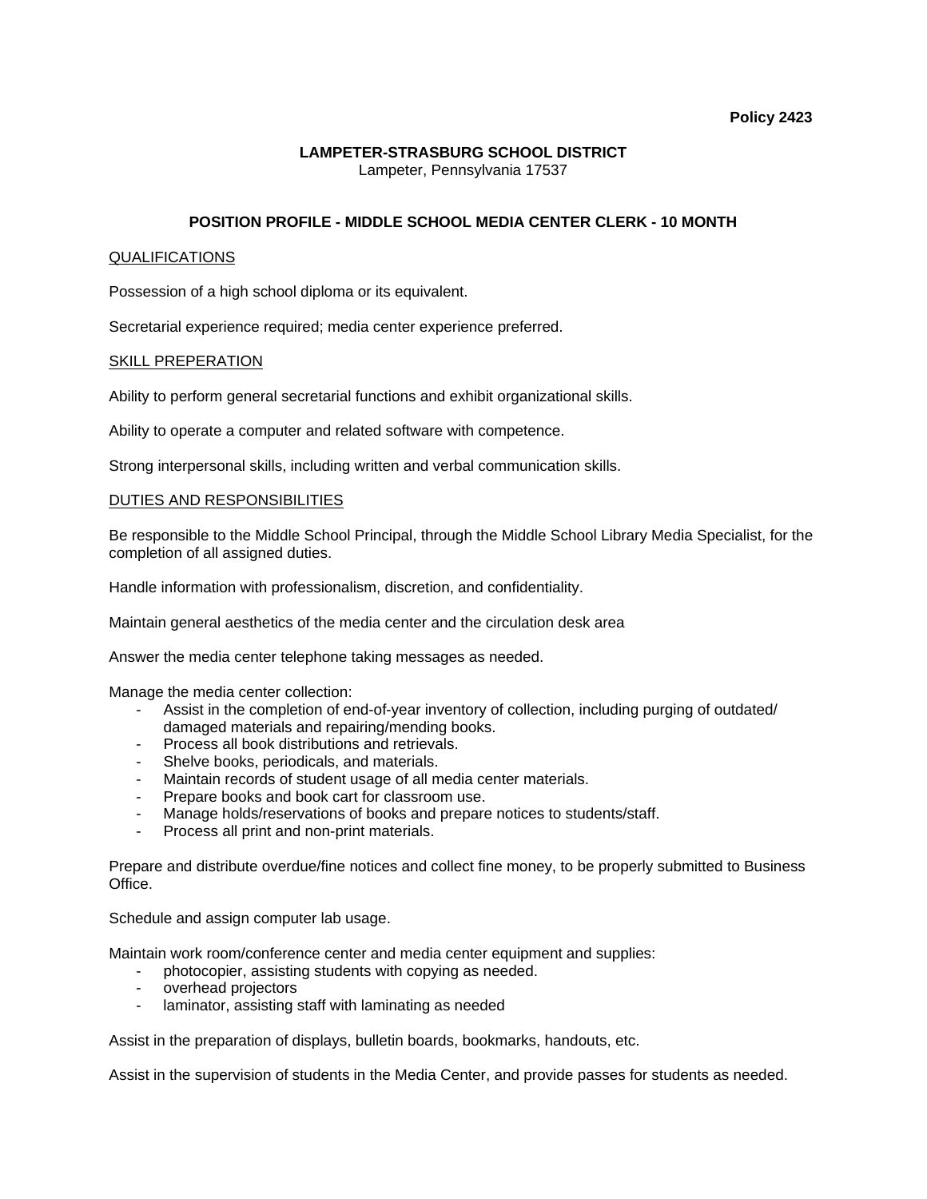**Policy 2423**

**LAMPETER-STRASBURG SCHOOL DISTRICT**
Lampeter, Pennsylvania 17537

## POSITION PROFILE - MIDDLE SCHOOL MEDIA CENTER CLERK - 10 MONTH

<u>QUALIFICATIONS</u>

Possession of a high school diploma or its equivalent.

Secretarial experience required; media center experience preferred.

<u>SKILL PREPERATION</u>

Ability to perform general secretarial functions and exhibit organizational skills.

Ability to operate a computer and related software with competence.

Strong interpersonal skills, including written and verbal communication skills.

<u>DUTIES AND RESPONSIBILITIES</u>

Be responsible to the Middle School Principal, through the Middle School Library Media Specialist, for the completion of all assigned duties.

Handle information with professionalism, discretion, and confidentiality.

Maintain general aesthetics of the media center and the circulation desk area

Answer the media center telephone taking messages as needed.

Manage the media center collection:

- Assist in the completion of end-of-year inventory of collection, including purging of outdated/ damaged materials and repairing/mending books.
- Process all book distributions and retrievals.
- Shelve books, periodicals, and materials.
- Maintain records of student usage of all media center materials.
- Prepare books and book cart for classroom use.
- Manage holds/reservations of books and prepare notices to students/staff.
- Process all print and non-print materials.

Prepare and distribute overdue/fine notices and collect fine money, to be properly submitted to Business Office.

Schedule and assign computer lab usage.

Maintain work room/conference center and media center equipment and supplies:

- photocopier, assisting students with copying as needed.
- overhead projectors
- laminator, assisting staff with laminating as needed

Assist in the preparation of displays, bulletin boards, bookmarks, handouts, etc.

Assist in the supervision of students in the Media Center, and provide passes for students as needed.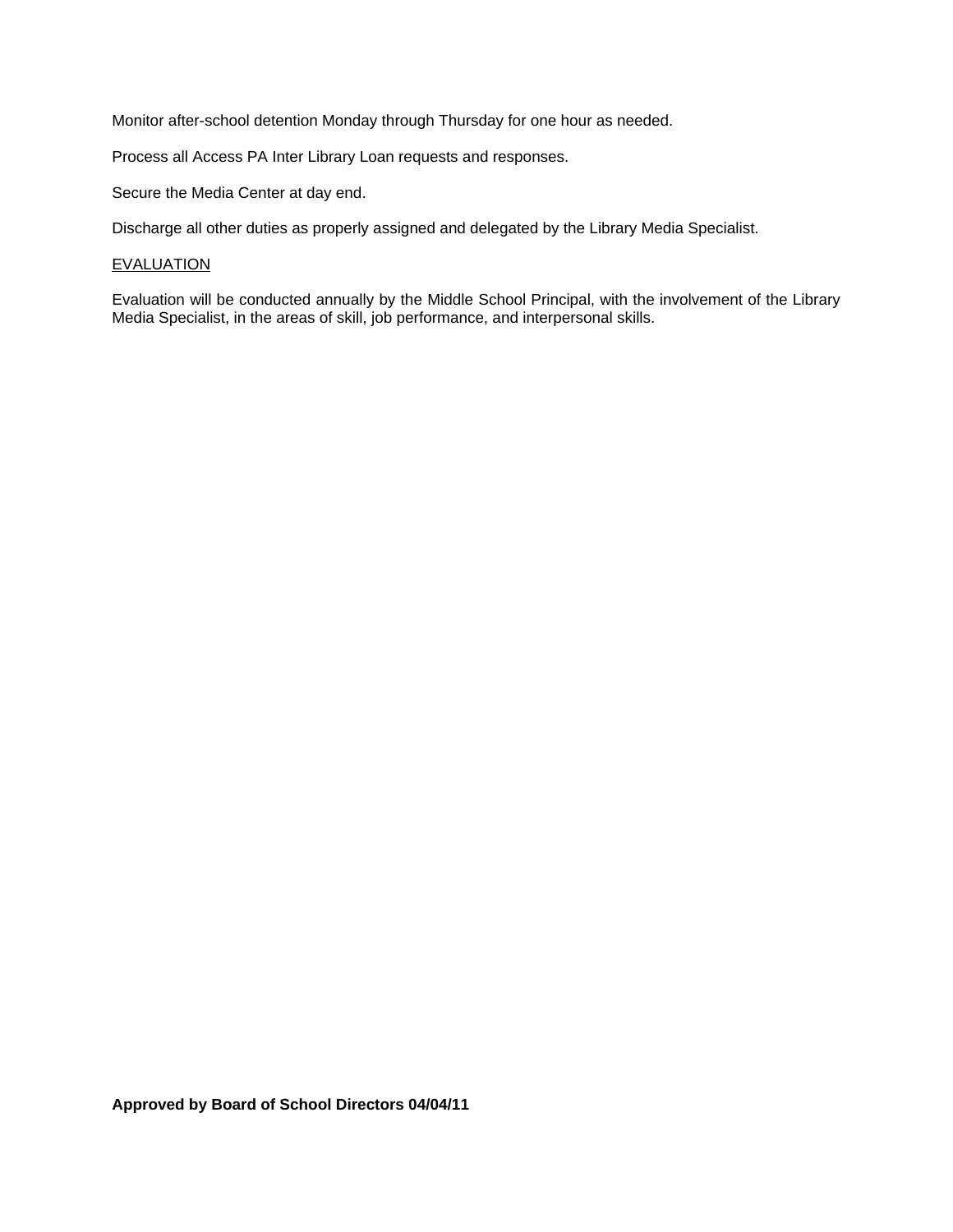Monitor after-school detention Monday through Thursday for one hour as needed.

Process all Access PA Inter Library Loan requests and responses.

Secure the Media Center at day end.

Discharge all other duties as properly assigned and delegated by the Library Media Specialist.

EVALUATION

Evaluation will be conducted annually by the Middle School Principal, with the involvement of the Library Media Specialist, in the areas of skill, job performance, and interpersonal skills.

**Approved by Board of School Directors 04/04/11**